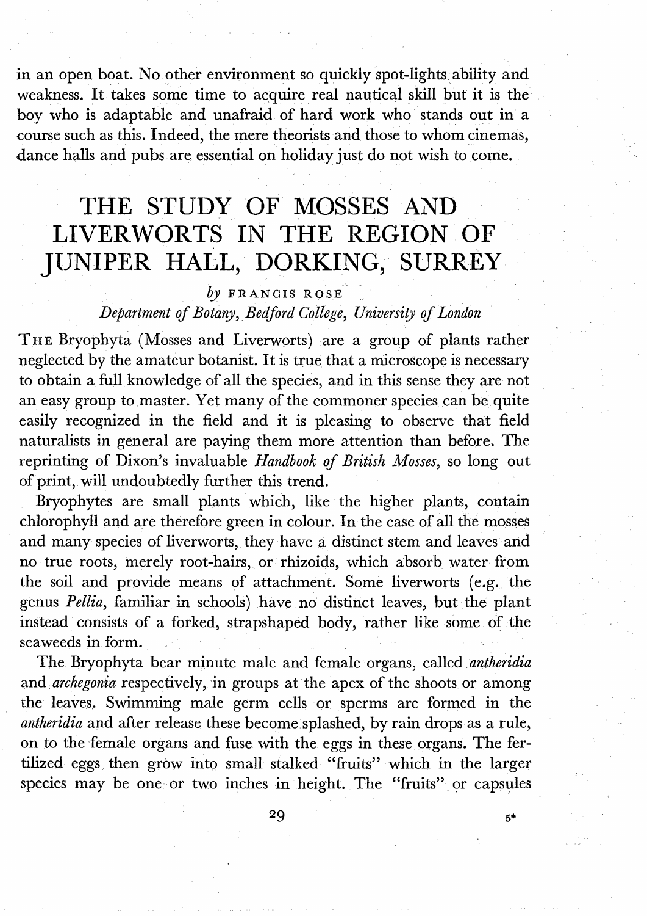in an open boat. No other environment so quickly spot-lights ability and weakness. It takes some time to acquire real nautical skill but it is the boy who is adaptable and unafraid of hard work who stands out in a course such as this. Indeed, the mere theorists and those to whom cinemas, dance halls and pubs are essential on holiday just do not wish to come.

# THE STUDY OF MOSSES AND LIVERWORTS IN THE REGION OF JUNIPER HALL, DORKING, SURREY

*by* FRANCIS ROSE

*Department of Botany, Bedford College, University of London*

THE Bryophyta (Mosses and Liverworts) are a group of plants rather neglected by the amateur botanist. It is true that a microscope is necessary to obtain a full knowledge of all the species, and in this sense they are not an easy group to master. Yet many of the commoner species can be quite easily recognized in the field and it is pleasing to observe that field naturalists in general are paying them more attention than before. The reprinting of Dixon's invaluable *Handbook of British Mosses,* so long out of print, will undoubtedly further this trend.

Bryophytes are small plants which, like the higher plants, contain chlorophyll and are therefore green in colour. In the case of all the mosses and many species of liverworts, they have a distinct stem and leaves and no true roots, merely root-hairs, or rhizoids, which absorb water from the soil and provide means of attachment. Some liverworts (e.g. the genus *Pellia,* familiar in schools) have no distinct leaves, but the plant instead consists of a forked, strapshaped body, rather like some of the seaweeds in form.

The Bryophyta bear minute male and female organs, called *antheridia* and *archegonia* respectively, in groups at the apex of the shoots or among the leaves. Swimming male germ cells or sperms are formed in the *antheridia* and after release these become splashed, by rain drops as a rule, on to the female organs and fuse with the eggs in these organs. The fertilized eggs then grow into small stalked "fruits" which in the larger species may be one or two inches in height. The "fruits" or capsules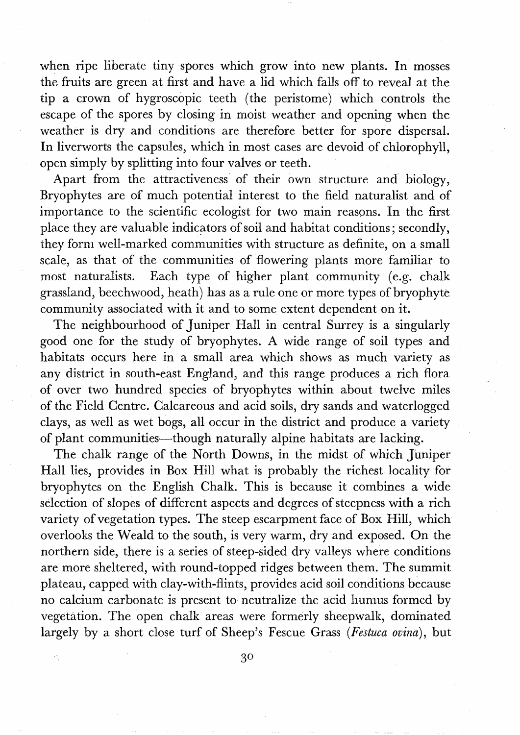when ripe liberate tiny spores which grow into new plants. In mosses the fruits are green at first and have a lid which falls off to reveal at the tip a crown of hygroscopic teeth (the peristome) which controls the escape of the spores by closing in moist weather and opening when the weather is dry and conditions are therefore better for spore dispersal. In liverworts the capsules, which in most cases are devoid of chlorophyll, open simply by splitting into four valves or teeth.

Apart from the attractiveness of their own structure and biology, Bryophytes are of much potential interest to the field naturalist and of importance to the scientific ecologist for two main reasons. In the first place they are valuable indicators of soil and habitat conditions; secondly, they form well-marked communities with structure as definite, on a small scale, as that of the communities of flowering plants more familiar to most naturalists. Each type of higher plant community (e.g. chalk grassland, beechwood, heath) has as a rule one or more types of bryophyte community associated with it and to some extent dependent on it.

The neighbourhood of Juniper Hall in central Surrey is a singularly good one for the study of bryophytes. A wide range of soil types and habitats occurs here in a small area which shows as much variety as any district in south-east England, and this range produces a rich flora of over two hundred species of bryophytes within about twelve miles of the Field Centre. Calcareous and acid soils, dry sands and waterlogged clays, as well as wet bogs, all occur in the district and produce a variety of plant communities—though naturally alpine habitats are lacking.

The chalk range of the North Downs, in the midst of which Juniper Hall lies, provides in Box Hill what is probably the richest locality for bryophytes on the English Chalk. This is because it combines a wide selection of slopes of different aspects and degrees of steepness with a rich variety of vegetation types. The steep escarpment face of Box Hill, which overlooks the Weald to the south, is very warm, dry and exposed. On the northern side, there is a series of steep-sided dry valleys where conditions are more sheltered, with round-topped ridges between them. The summit plateau, capped with clay-with-flints, provides acid soil conditions because no calcium carbonate is present to neutralize the acid humus formed by vegetation. The open chalk areas were formerly sheepwalk, dominated largely by a short close turf of Sheep's Fescue Grass (*Festuca ovina*), but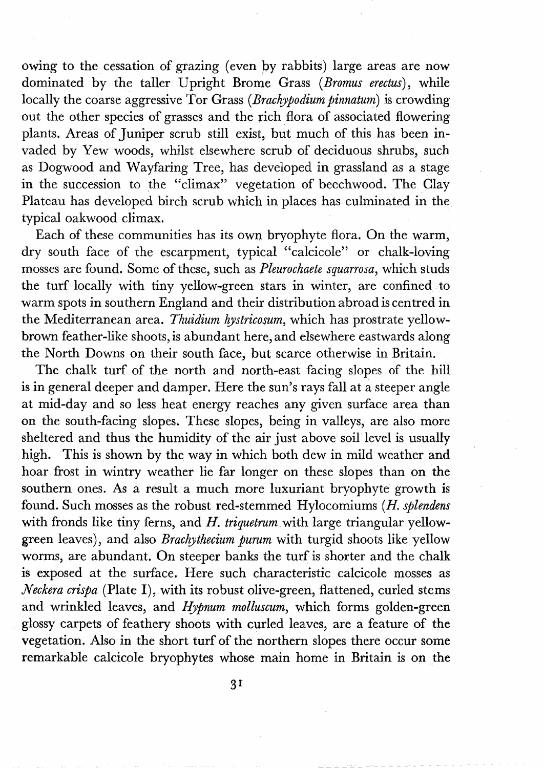owing to the cessation of grazing (even by rabbits) large areas are now dominated by the taller Upright Brome Grass (*Bromus erectus*), while locally the coarse aggressive Tor Grass (*Brachypodium pinnatum*) is crowding out the other species of grasses and the rich flora of associated flowering plants. Areas of Juniper scrub still exist, but much of this has been invaded by Yew woods, whilst elsewhere scrub of deciduous shrubs, such as Dogwood and Wayfaring Tree, has developed in grassland as a stage in the succession to the "climax" vegetation of beechwood. The Clay Plateau has developed birch scrub which in places has culminated in the typical oakwood climax.

Each of these communities has its own bryophyte flora. On the warm, dry south face of the escarpment, typical "calcicole" or chalk-loving mosses are found. Some of these, such as *Pleurochaete squarrosa*, which studs the turf locally with tiny yellow-green stars in winter, are confined to warm spots in southern England and their distribution abroad is centred in the Mediterranean area. *Thuidium hystricosum*, which has prostrate yellow-brown feather-like shoots, is abundant here, and elsewhere eastwards along the North Downs on their south face, but scarce otherwise in Britain.

The chalk turf of the north and north-east facing slopes of the hill is in general deeper and damper. Here the sun's rays fall at a steeper angle at mid-day and so less heat energy reaches any given surface area than on the south-facing slopes. These slopes, being in valleys, are also more sheltered and thus the humidity of the air just above soil level is usually high. This is shown by the way in which both dew in mild weather and hoar frost in wintry weather lie far longer on these slopes than on the southern ones. As a result a much more luxuriant bryophyte growth is found. Such mosses as the robust red-stemmed Hylocomiums (*H. splendens* with fronds like tiny ferns, and *H. triquetrum* with large triangular yellow-green leaves), and also *Brachythecium purum* with turgid shoots like yellow worms, are abundant. On steeper banks the turf is shorter and the chalk is exposed at the surface. Here such characteristic calcicole mosses as *Neckera crispa* (Plate I), with its robust olive-green, flattened, curled stems and wrinkled leaves, and *Hypnum molluscum*, which forms golden-green glossy carpets of feathery shoots with curled leaves, are a feature of the vegetation. Also in the short turf of the northern slopes there occur some remarkable calcicole bryophytes whose main home in Britain is on the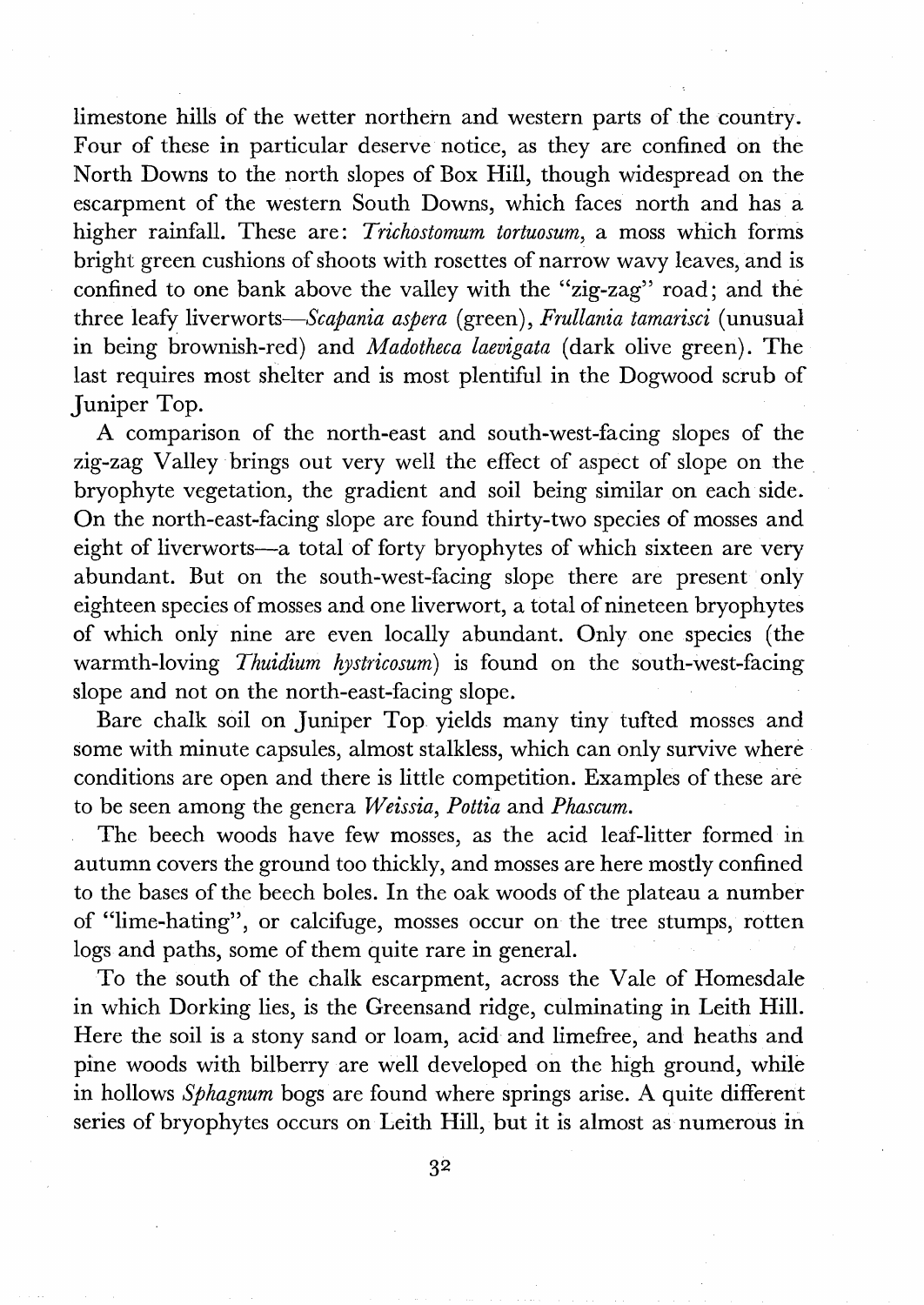limestone hills of the wetter northern and western parts of the country. Four of these in particular deserve notice, as they are confined on the North Downs to the north slopes of Box Hill, though widespread on the escarpment of the western South Downs, which faces north and has a higher rainfall. These are: *Trichostomum tortuosum*, a moss which forms bright green cushions of shoots with rosettes of narrow wavy leaves, and is confined to one bank above the valley with the "zig-zag" road; and the three leafy liverworts—*Scapania aspera* (green), *Frullania tamarisci* (unusual in being brownish-red) and *Madotheca laevigata* (dark olive green). The last requires most shelter and is most plentiful in the Dogwood scrub of Juniper Top.

A comparison of the north-east and south-west-facing slopes of the zig-zag Valley brings out very well the effect of aspect of slope on the bryophyte vegetation, the gradient and soil being similar on each side. On the north-east-facing slope are found thirty-two species of mosses and eight of liverworts—a total of forty bryophytes of which sixteen are very abundant. But on the south-west-facing slope there are present only eighteen species of mosses and one liverwort, a total of nineteen bryophytes of which only nine are even locally abundant. Only one species (the warmth-loving *Thuidium hystricosum*) is found on the south-west-facing slope and not on the north-east-facing slope.

Bare chalk soil on Juniper Top yields many tiny tufted mosses and some with minute capsules, almost stalkless, which can only survive where conditions are open and there is little competition. Examples of these are to be seen among the genera *Weissia*, *Pottia* and *Phascum*.

The beech woods have few mosses, as the acid leaf-litter formed in autumn covers the ground too thickly, and mosses are here mostly confined to the bases of the beech boles. In the oak woods of the plateau a number of "lime-hating", or calcifuge, mosses occur on the tree stumps, rotten logs and paths, some of them quite rare in general.

To the south of the chalk escarpment, across the Vale of Homesdale in which Dorking lies, is the Greensand ridge, culminating in Leith Hill. Here the soil is a stony sand or loam, acid and limefree, and heaths and pine woods with bilberry are well developed on the high ground, while in hollows *Sphagnum* bogs are found where springs arise. A quite different series of bryophytes occurs on Leith Hill, but it is almost as numerous in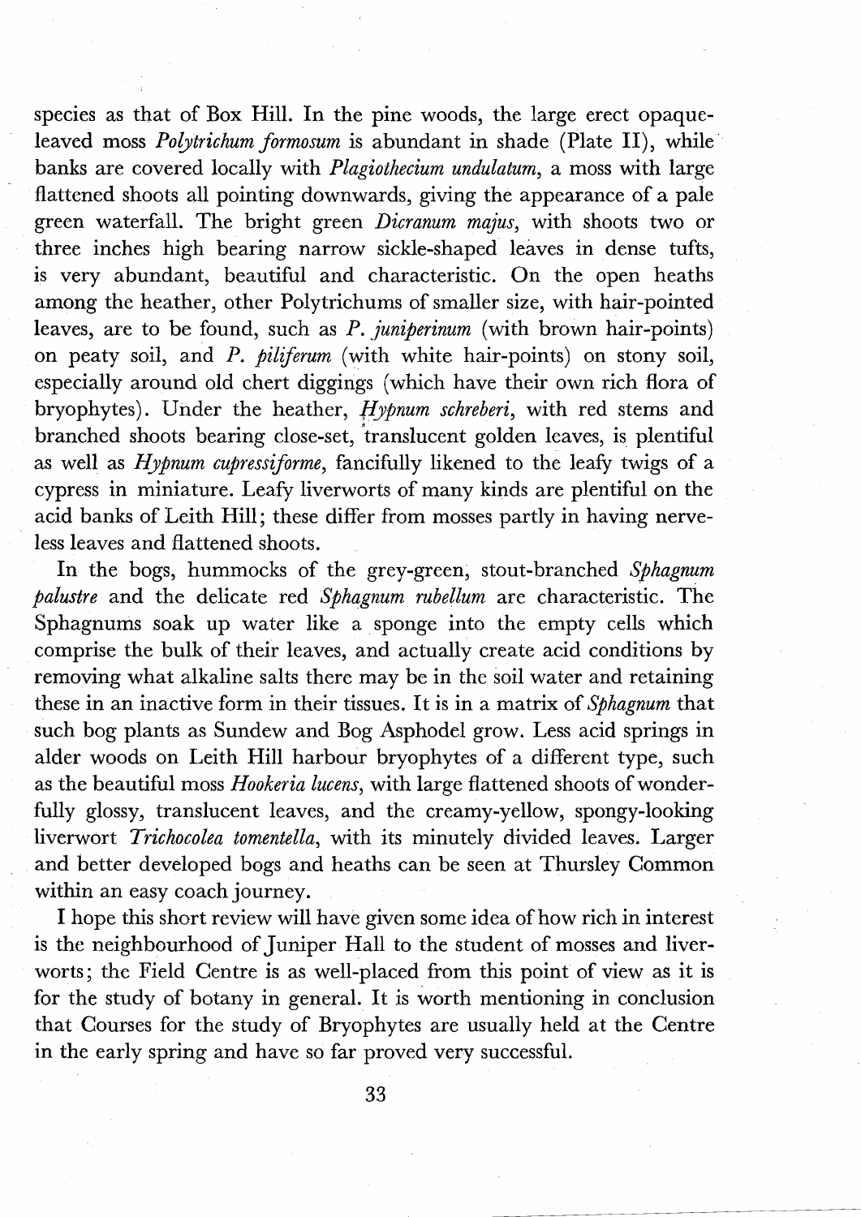species as that of Box Hill. In the pine woods, the large erect opaque-leaved moss *Polytrichum formosum* is abundant in shade (Plate II), while banks are covered locally with *Plagiothecium undulatum*, a moss with large flattened shoots all pointing downwards, giving the appearance of a pale green waterfall. The bright green *Dicranum majus*, with shoots two or three inches high bearing narrow sickle-shaped leaves in dense tufts, is very abundant, beautiful and characteristic. On the open heaths among the heather, other Polytrichums of smaller size, with hair-pointed leaves, are to be found, such as *P. juniperinum* (with brown hair-points) on peaty soil, and *P. piliferum* (with white hair-points) on stony soil, especially around old chert diggings (which have their own rich flora of bryophytes). Under the heather, *Hypnum schreberi*, with red stems and branched shoots bearing close-set, translucent golden leaves, is plentiful as well as *Hypnum cupressiforme*, fancifully likened to the leafy twigs of a cypress in miniature. Leafy liverworts of many kinds are plentiful on the acid banks of Leith Hill; these differ from mosses partly in having nerveless leaves and flattened shoots.

In the bogs, hummocks of the grey-green, stout-branched *Sphagnum palustre* and the delicate red *Sphagnum rubellum* are characteristic. The Sphagnums soak up water like a sponge into the empty cells which comprise the bulk of their leaves, and actually create acid conditions by removing what alkaline salts there may be in the soil water and retaining these in an inactive form in their tissues. It is in a matrix of *Sphagnum* that such bog plants as Sundew and Bog Asphodel grow. Less acid springs in alder woods on Leith Hill harbour bryophytes of a different type, such as the beautiful moss *Hookeria lucens*, with large flattened shoots of wonderfully glossy, translucent leaves, and the creamy-yellow, spongy-looking liverwort *Trichocolea tomentella*, with its minutely divided leaves. Larger and better developed bogs and heaths can be seen at Thursley Common within an easy coach journey.

I hope this short review will have given some idea of how rich in interest is the neighbourhood of Juniper Hall to the student of mosses and liverworts; the Field Centre is as well-placed from this point of view as it is for the study of botany in general. It is worth mentioning in conclusion that Courses for the study of Bryophytes are usually held at the Centre in the early spring and have so far proved very successful.